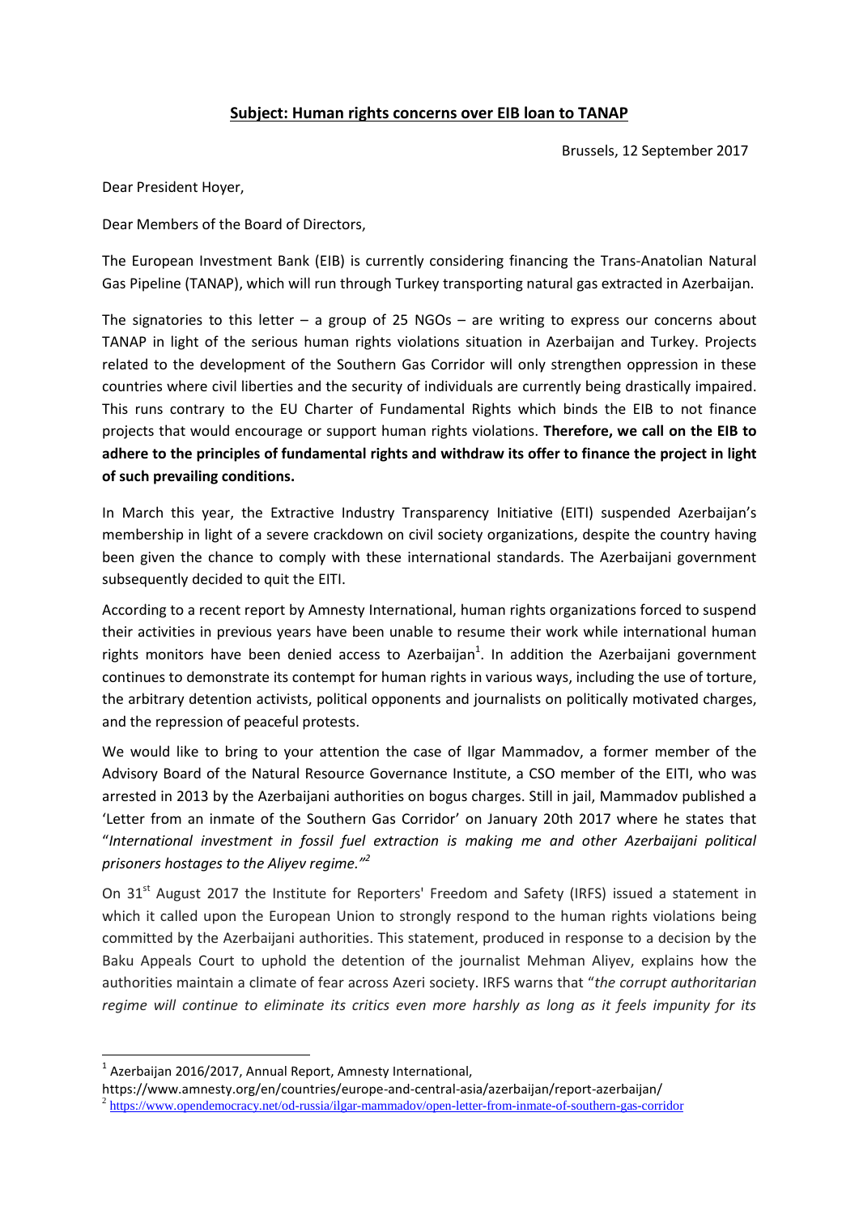**Subject: Human rights concerns over EIB loan to TANAP**

Brussels, 12 September 2017

Dear President Hoyer,

Dear Members of the Board of Directors,

The European Investment Bank (EIB) is currently considering financing the Trans-Anatolian Natural Gas Pipeline (TANAP), which will run through Turkey transporting natural gas extracted in Azerbaijan.

The signatories to this letter – a group of 25 NGOs – are writing to express our concerns about TANAP in light of the serious human rights violations situation in Azerbaijan and Turkey. Projects related to the development of the Southern Gas Corridor will only strengthen oppression in these countries where civil liberties and the security of individuals are currently being drastically impaired. This runs contrary to the EU Charter of Fundamental Rights which binds the EIB to not finance projects that would encourage or support human rights violations. **Therefore, we call on the EIB to adhere to the principles of fundamental rights and withdraw its offer to finance the project in light of such prevailing conditions.**

In March this year, the Extractive Industry Transparency Initiative (EITI) suspended Azerbaijan's membership in light of a severe crackdown on civil society organizations, despite the country having been given the chance to comply with these international standards. The Azerbaijani government subsequently decided to quit the EITI.

According to a recent report by Amnesty International, human rights organizations forced to suspend their activities in previous years have been unable to resume their work while international human rights monitors have been denied access to Azerbaijan[1]. In addition the Azerbaijani government continues to demonstrate its contempt for human rights in various ways, including the use of torture, the arbitrary detention activists, political opponents and journalists on politically motivated charges, and the repression of peaceful protests.

We would like to bring to your attention the case of Ilgar Mammadov, a former member of the Advisory Board of the Natural Resource Governance Institute, a CSO member of the EITI, who was arrested in 2013 by the Azerbaijani authorities on bogus charges. Still in jail, Mammadov published a 'Letter from an inmate of the Southern Gas Corridor' on January 20th 2017 where he states that "*International investment in fossil fuel extraction is making me and other Azerbaijani political prisoners hostages to the Aliyev regime.*"[2]

On 31st August 2017 the Institute for Reporters' Freedom and Safety (IRFS) issued a statement in which it called upon the European Union to strongly respond to the human rights violations being committed by the Azerbaijani authorities. This statement, produced in response to a decision by the Baku Appeals Court to uphold the detention of the journalist Mehman Aliyev, explains how the authorities maintain a climate of fear across Azeri society. IRFS warns that "*the corrupt authoritarian regime will continue to eliminate its critics even more harshly as long as it feels impunity for its*

---

[1] Azerbaijan 2016/2017, Annual Report, Amnesty International, https://www.amnesty.org/en/countries/europe-and-central-asia/azerbaijan/report-azerbaijan/

[2] https://www.opendemocracy.net/od-russia/ilgar-mammadov/open-letter-from-inmate-of-southern-gas-corridor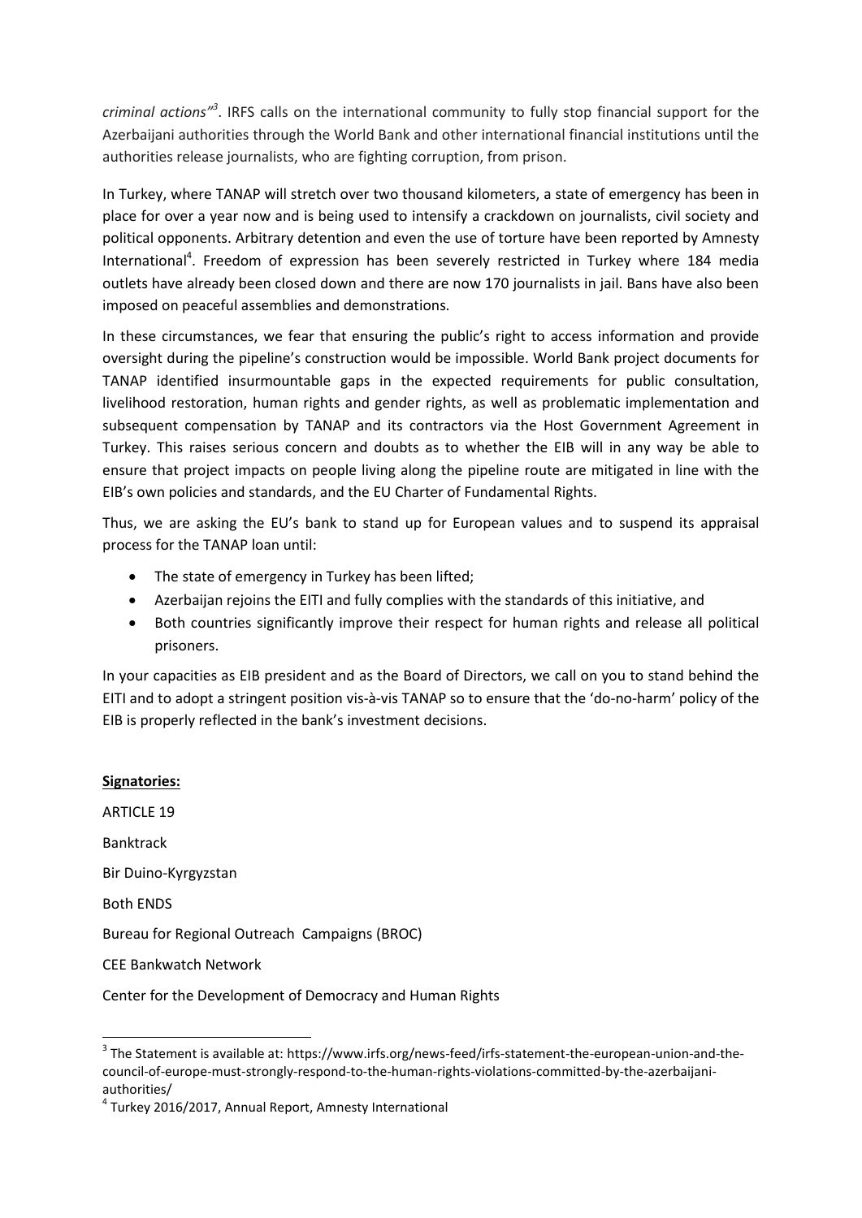*criminal actions"*[3]. IRFS calls on the international community to fully stop financial support for the Azerbaijani authorities through the World Bank and other international financial institutions until the authorities release journalists, who are fighting corruption, from prison.

In Turkey, where TANAP will stretch over two thousand kilometers, a state of emergency has been in place for over a year now and is being used to intensify a crackdown on journalists, civil society and political opponents. Arbitrary detention and even the use of torture have been reported by Amnesty International[4]. Freedom of expression has been severely restricted in Turkey where 184 media outlets have already been closed down and there are now 170 journalists in jail. Bans have also been imposed on peaceful assemblies and demonstrations.

In these circumstances, we fear that ensuring the public's right to access information and provide oversight during the pipeline's construction would be impossible. World Bank project documents for TANAP identified insurmountable gaps in the expected requirements for public consultation, livelihood restoration, human rights and gender rights, as well as problematic implementation and subsequent compensation by TANAP and its contractors via the Host Government Agreement in Turkey. This raises serious concern and doubts as to whether the EIB will in any way be able to ensure that project impacts on people living along the pipeline route are mitigated in line with the EIB's own policies and standards, and the EU Charter of Fundamental Rights.

Thus, we are asking the EU's bank to stand up for European values and to suspend its appraisal process for the TANAP loan until:

- The state of emergency in Turkey has been lifted;
- Azerbaijan rejoins the EITI and fully complies with the standards of this initiative, and
- Both countries significantly improve their respect for human rights and release all political prisoners.

In your capacities as EIB president and as the Board of Directors, we call on you to stand behind the EITI and to adopt a stringent position vis-à-vis TANAP so to ensure that the 'do-no-harm' policy of the EIB is properly reflected in the bank's investment decisions.

**Signatories:**

ARTICLE 19

Banktrack

Bir Duino-Kyrgyzstan

Both ENDS

Bureau for Regional Outreach Campaigns (BROC)

CEE Bankwatch Network

Center for the Development of Democracy and Human Rights

---

[3] The Statement is available at: https://www.irfs.org/news-feed/irfs-statement-the-european-union-and-the-council-of-europe-must-strongly-respond-to-the-human-rights-violations-committed-by-the-azerbaijani-authorities/

[4] Turkey 2016/2017, Annual Report, Amnesty International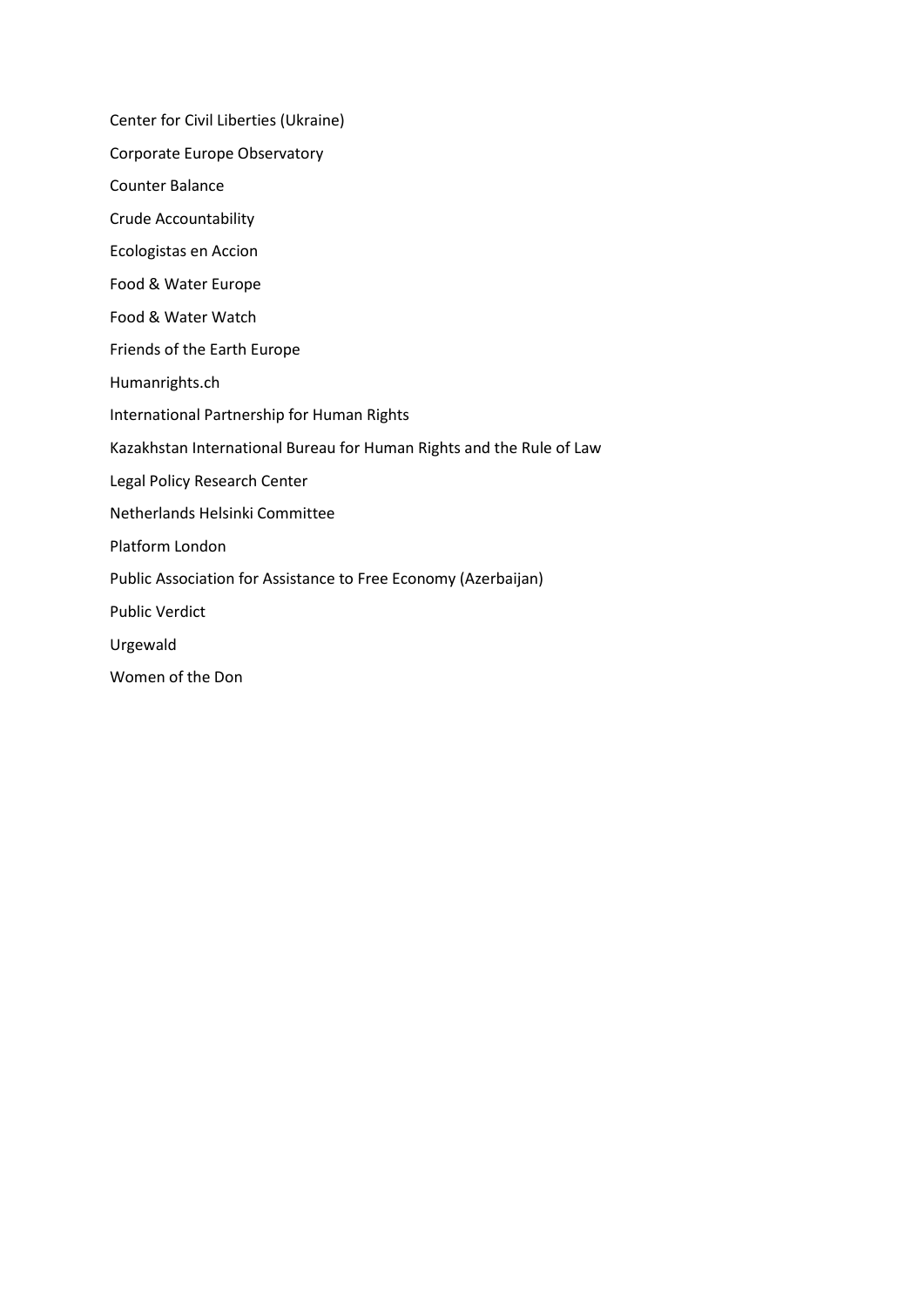Center for Civil Liberties (Ukraine)

Corporate Europe Observatory

Counter Balance

Crude Accountability

Ecologistas en Accion

Food & Water Europe

Food & Water Watch

Friends of the Earth Europe

Humanrights.ch

International Partnership for Human Rights

Kazakhstan International Bureau for Human Rights and the Rule of Law

Legal Policy Research Center

Netherlands Helsinki Committee

Platform London

Public Association for Assistance to Free Economy (Azerbaijan)

Public Verdict

Urgewald

Women of the Don